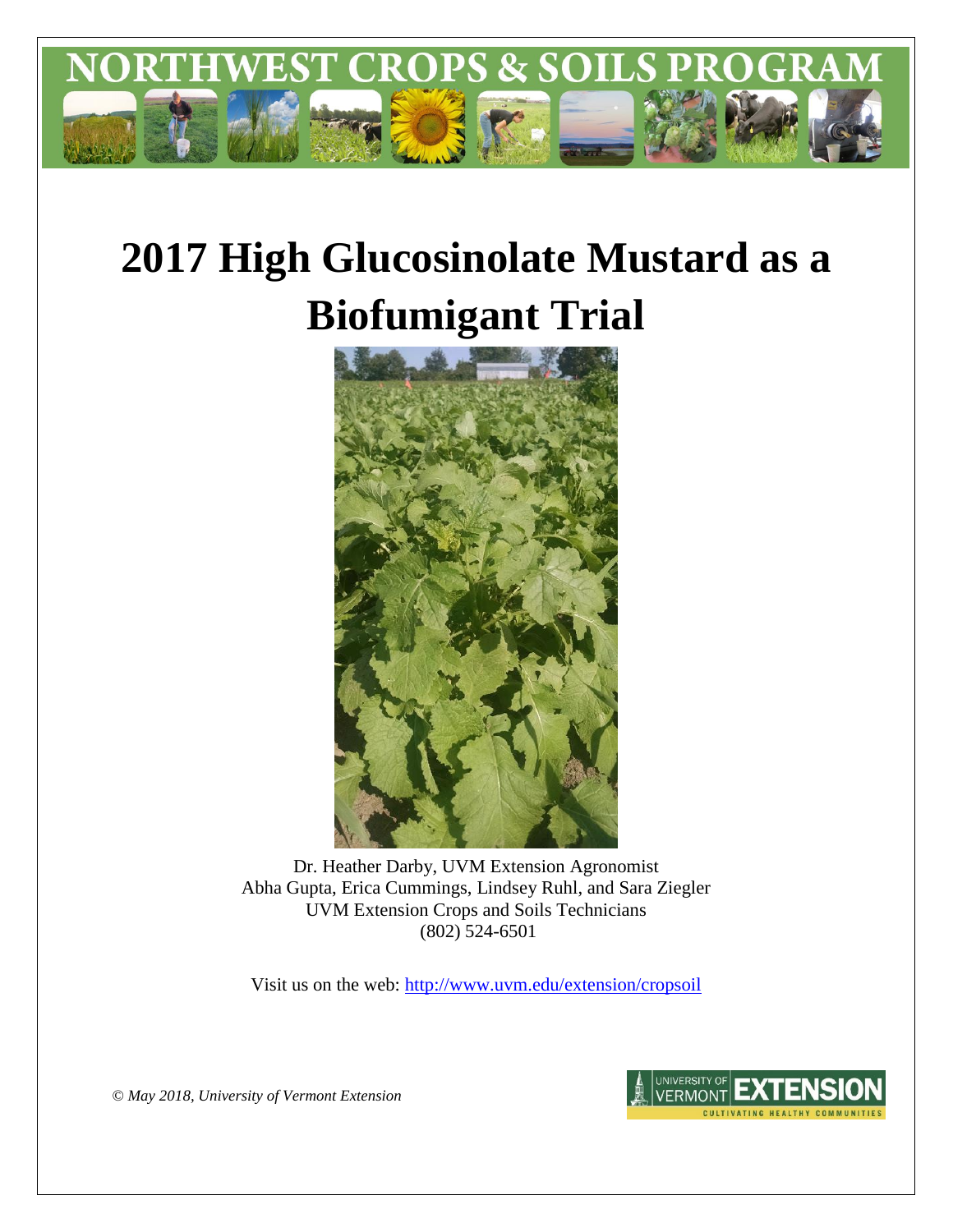# NORTHWEST CROPS & SOILS PROGRAM

# 2017 High Glucosinolate Mustard as a Biofumigant Trial

Dr. Heather Darby, UVM Extension Agronomist
Abha Gupta, Erica Cummings, Lindsey Ruhl, and Sara Ziegler
UVM Extension Crops and Soils Technicians
(802) 524-6501

Visit us on the web: http://www.uvm.edu/extension/cropsoil

*© May 2018, University of Vermont Extension*

UNIVERSITY OF VERMONT EXTENSION
CULTIVATING HEALTHY COMMUNITIES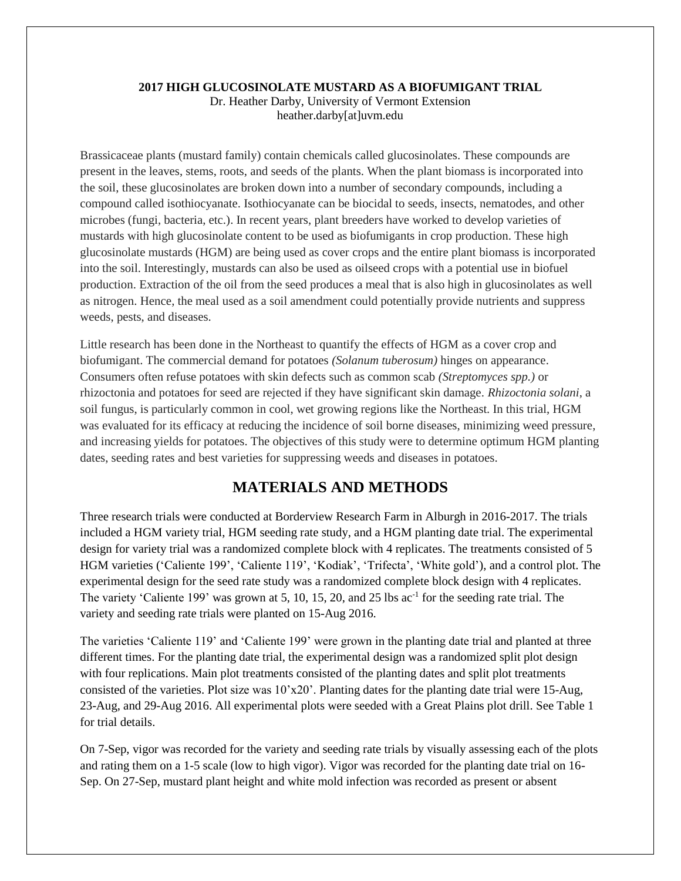**2017 HIGH GLUCOSINOLATE MUSTARD AS A BIOFUMIGANT TRIAL**
Dr. Heather Darby, University of Vermont Extension
heather.darby[at]uvm.edu

Brassicaceae plants (mustard family) contain chemicals called glucosinolates. These compounds are present in the leaves, stems, roots, and seeds of the plants. When the plant biomass is incorporated into the soil, these glucosinolates are broken down into a number of secondary compounds, including a compound called isothiocyanate. Isothiocyanate can be biocidal to seeds, insects, nematodes, and other microbes (fungi, bacteria, etc.). In recent years, plant breeders have worked to develop varieties of mustards with high glucosinolate content to be used as biofumigants in crop production. These high glucosinolate mustards (HGM) are being used as cover crops and the entire plant biomass is incorporated into the soil. Interestingly, mustards can also be used as oilseed crops with a potential use in biofuel production. Extraction of the oil from the seed produces a meal that is also high in glucosinolates as well as nitrogen. Hence, the meal used as a soil amendment could potentially provide nutrients and suppress weeds, pests, and diseases.

Little research has been done in the Northeast to quantify the effects of HGM as a cover crop and biofumigant. The commercial demand for potatoes *(Solanum tuberosum)* hinges on appearance. Consumers often refuse potatoes with skin defects such as common scab *(Streptomyces spp.)* or rhizoctonia and potatoes for seed are rejected if they have significant skin damage. *Rhizoctonia solani*, a soil fungus, is particularly common in cool, wet growing regions like the Northeast. In this trial, HGM was evaluated for its efficacy at reducing the incidence of soil borne diseases, minimizing weed pressure, and increasing yields for potatoes. The objectives of this study were to determine optimum HGM planting dates, seeding rates and best varieties for suppressing weeds and diseases in potatoes.

## MATERIALS AND METHODS

Three research trials were conducted at Borderview Research Farm in Alburgh in 2016-2017. The trials included a HGM variety trial, HGM seeding rate study, and a HGM planting date trial. The experimental design for variety trial was a randomized complete block with 4 replicates. The treatments consisted of 5 HGM varieties ('Caliente 199', 'Caliente 119', 'Kodiak', 'Trifecta', 'White gold'), and a control plot. The experimental design for the seed rate study was a randomized complete block design with 4 replicates. The variety 'Caliente 199' was grown at 5, 10, 15, 20, and 25 lbs ac$^{-1}$ for the seeding rate trial. The variety and seeding rate trials were planted on 15-Aug 2016.

The varieties 'Caliente 119' and 'Caliente 199' were grown in the planting date trial and planted at three different times. For the planting date trial, the experimental design was a randomized split plot design with four replications. Main plot treatments consisted of the planting dates and split plot treatments consisted of the varieties. Plot size was 10'x20'. Planting dates for the planting date trial were 15-Aug, 23-Aug, and 29-Aug 2016. All experimental plots were seeded with a Great Plains plot drill. See Table 1 for trial details.

On 7-Sep, vigor was recorded for the variety and seeding rate trials by visually assessing each of the plots and rating them on a 1-5 scale (low to high vigor). Vigor was recorded for the planting date trial on 16-Sep. On 27-Sep, mustard plant height and white mold infection was recorded as present or absent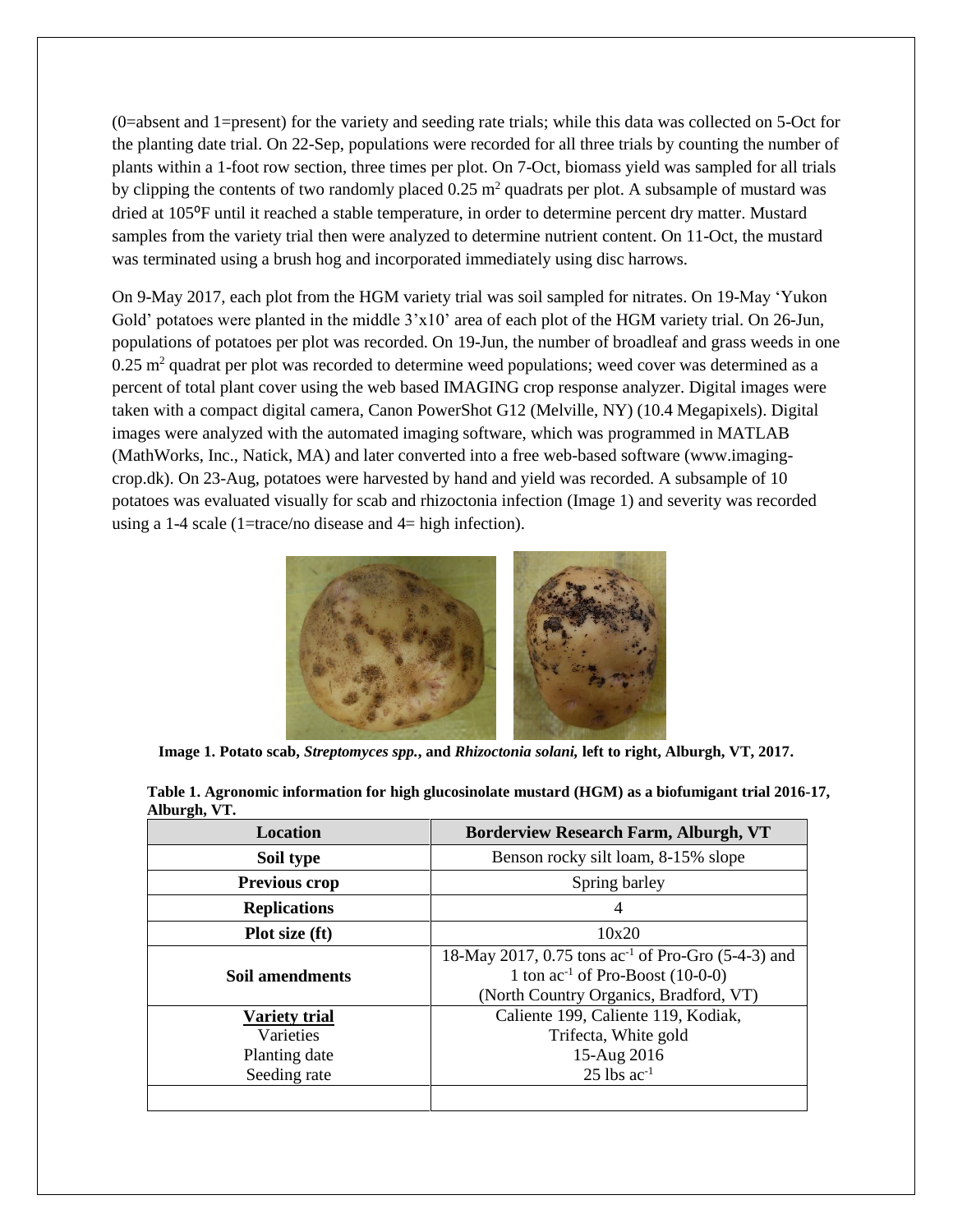(0=absent and 1=present) for the variety and seeding rate trials; while this data was collected on 5-Oct for the planting date trial. On 22-Sep, populations were recorded for all three trials by counting the number of plants within a 1-foot row section, three times per plot. On 7-Oct, biomass yield was sampled for all trials by clipping the contents of two randomly placed 0.25 $m^2$ quadrats per plot. A subsample of mustard was dried at 105⁰F until it reached a stable temperature, in order to determine percent dry matter. Mustard samples from the variety trial then were analyzed to determine nutrient content. On 11-Oct, the mustard was terminated using a brush hog and incorporated immediately using disc harrows.

On 9-May 2017, each plot from the HGM variety trial was soil sampled for nitrates. On 19-May 'Yukon Gold' potatoes were planted in the middle 3'x10' area of each plot of the HGM variety trial. On 26-Jun, populations of potatoes per plot was recorded. On 19-Jun, the number of broadleaf and grass weeds in one 0.25 $m^2$ quadrat per plot was recorded to determine weed populations; weed cover was determined as a percent of total plant cover using the web based IMAGING crop response analyzer. Digital images were taken with a compact digital camera, Canon PowerShot G12 (Melville, NY) (10.4 Megapixels). Digital images were analyzed with the automated imaging software, which was programmed in MATLAB (MathWorks, Inc., Natick, MA) and later converted into a free web-based software (www.imaging-crop.dk). On 23-Aug, potatoes were harvested by hand and yield was recorded. A subsample of 10 potatoes was evaluated visually for scab and rhizoctonia infection (Image 1) and severity was recorded using a 1-4 scale (1=trace/no disease and 4= high infection).

**Image 1. Potato scab, *Streptomyces spp.*, and *Rhizoctonia solani,* left to right, Alburgh, VT, 2017.**

**Table 1. Agronomic information for high glucosinolate mustard (HGM) as a biofumigant trial 2016-17, Alburgh, VT.**

| Location | Borderview Research Farm, Alburgh, VT |
|---|---|
| **Soil type** | Benson rocky silt loam, 8-15% slope |
| **Previous crop** | Spring barley |
| **Replications** | 4 |
| **Plot size (ft)** | 10x20 |
| **Soil amendments** | 18-May 2017, 0.75 tons $ac^{-1}$ of Pro-Gro (5-4-3) and 1 ton $ac^{-1}$ of Pro-Boost (10-0-0) (North Country Organics, Bradford, VT) |
| **Variety trial**<br>Varieties<br>Planting date<br>Seeding rate | Caliente 199, Caliente 119, Kodiak, Trifecta, White gold<br>15-Aug 2016<br>25 lbs $ac^{-1}$ |
| | |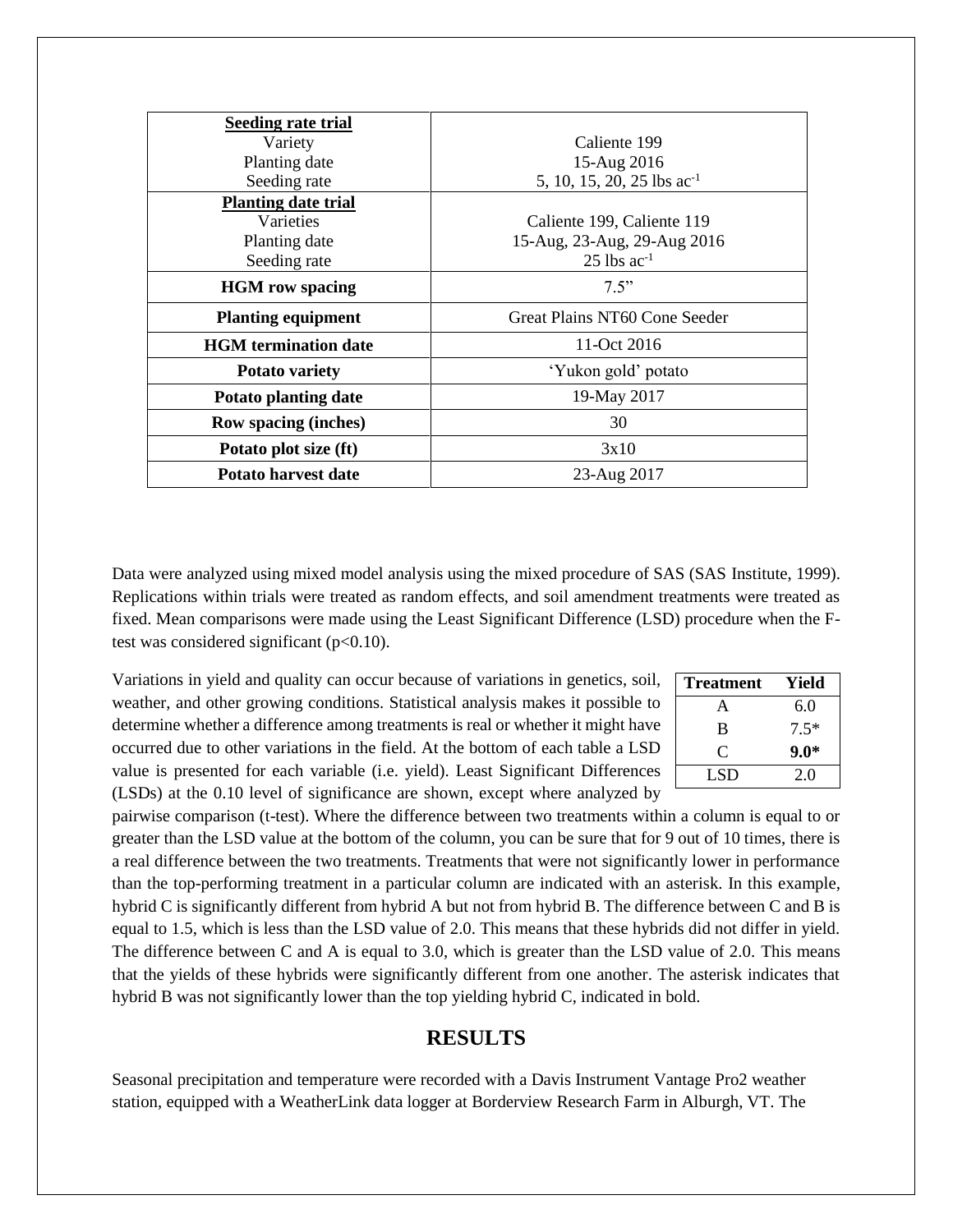| | |
|---|---|
| **Seeding rate trial**<br>Variety<br>Planting date<br>Seeding rate | <br>Caliente 199<br>15-Aug 2016<br>5, 10, 15, 20, 25 lbs $ac^{-1}$ |
| **Planting date trial**<br>Varieties<br>Planting date<br>Seeding rate | <br>Caliente 199, Caliente 119<br>15-Aug, 23-Aug, 29-Aug 2016<br>25 lbs $ac^{-1}$ |
| **HGM row spacing** | 7.5" |
| **Planting equipment** | Great Plains NT60 Cone Seeder |
| **HGM termination date** | 11-Oct 2016 |
| **Potato variety** | 'Yukon gold' potato |
| **Potato planting date** | 19-May 2017 |
| **Row spacing (inches)** | 30 |
| **Potato plot size (ft)** | 3x10 |
| **Potato harvest date** | 23-Aug 2017 |

Data were analyzed using mixed model analysis using the mixed procedure of SAS (SAS Institute, 1999). Replications within trials were treated as random effects, and soil amendment treatments were treated as fixed. Mean comparisons were made using the Least Significant Difference (LSD) procedure when the F-test was considered significant ($p<0.10$).

| Treatment | Yield |
|---|---|
| A | 6.0 |
| B | 7.5* |
| C | **9.0*** |
| LSD | 2.0 |

Variations in yield and quality can occur because of variations in genetics, soil, weather, and other growing conditions. Statistical analysis makes it possible to determine whether a difference among treatments is real or whether it might have occurred due to other variations in the field. At the bottom of each table a LSD value is presented for each variable (i.e. yield). Least Significant Differences (LSDs) at the 0.10 level of significance are shown, except where analyzed by pairwise comparison (t-test). Where the difference between two treatments within a column is equal to or greater than the LSD value at the bottom of the column, you can be sure that for 9 out of 10 times, there is a real difference between the two treatments. Treatments that were not significantly lower in performance than the top-performing treatment in a particular column are indicated with an asterisk. In this example, hybrid C is significantly different from hybrid A but not from hybrid B. The difference between C and B is equal to 1.5, which is less than the LSD value of 2.0. This means that these hybrids did not differ in yield. The difference between C and A is equal to 3.0, which is greater than the LSD value of 2.0. This means that the yields of these hybrids were significantly different from one another. The asterisk indicates that hybrid B was not significantly lower than the top yielding hybrid C, indicated in bold.

## RESULTS

Seasonal precipitation and temperature were recorded with a Davis Instrument Vantage Pro2 weather station, equipped with a WeatherLink data logger at Borderview Research Farm in Alburgh, VT. The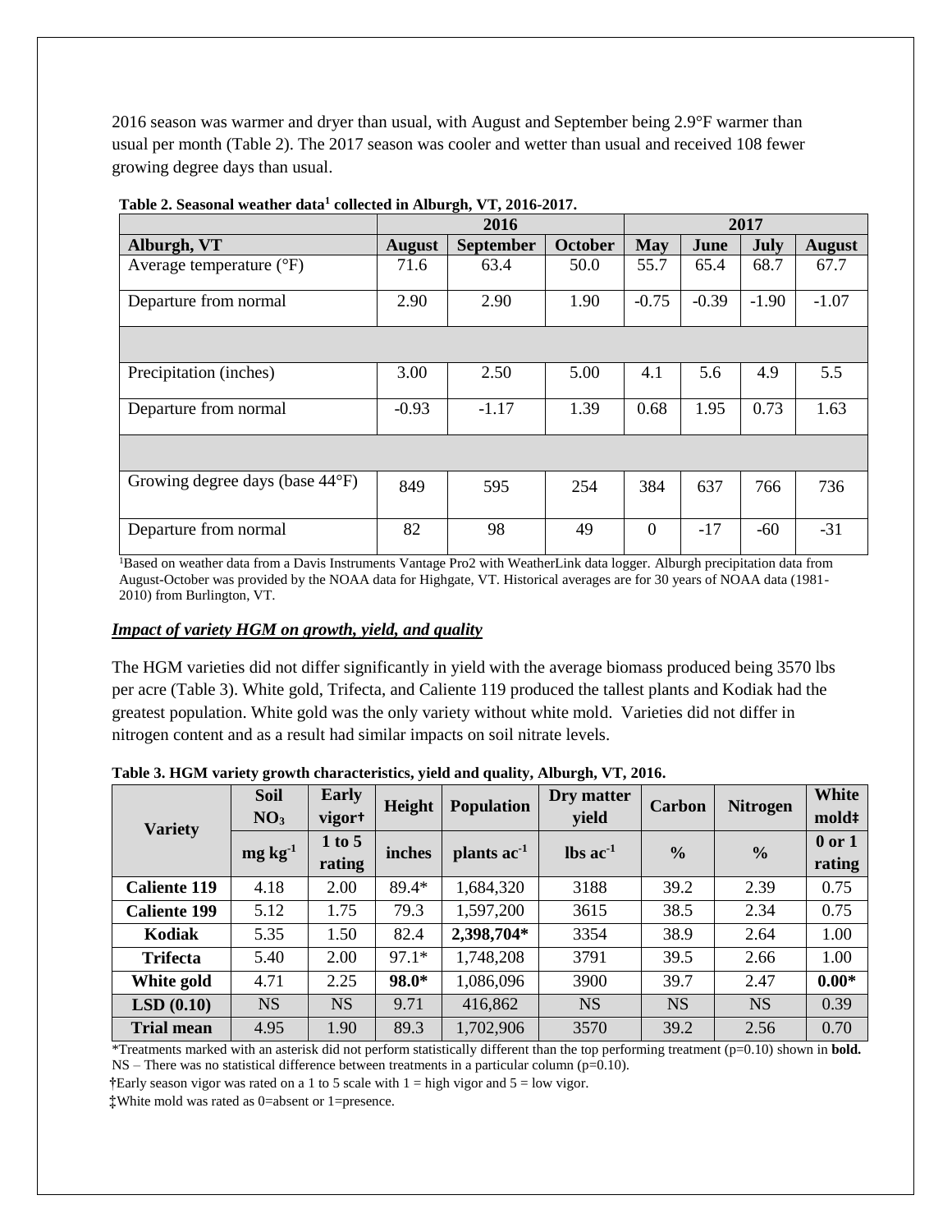2016 season was warmer and dryer than usual, with August and September being 2.9°F warmer than usual per month (Table 2). The 2017 season was cooler and wetter than usual and received 108 fewer growing degree days than usual.

**Table 2. Seasonal weather data[1] collected in Alburgh, VT, 2016-2017.**

| | 2016 | | | 2017 | | | |
|---|---|---|---|---|---|---|---|
| **Alburgh, VT** | **August** | **September** | **October** | **May** | **June** | **July** | **August** |
| Average temperature (°F) | 71.6 | 63.4 | 50.0 | 55.7 | 65.4 | 68.7 | 67.7 |
| Departure from normal | 2.90 | 2.90 | 1.90 | -0.75 | -0.39 | -1.90 | -1.07 |
| | | | | | | | |
| Precipitation (inches) | 3.00 | 2.50 | 5.00 | 4.1 | 5.6 | 4.9 | 5.5 |
| Departure from normal | -0.93 | -1.17 | 1.39 | 0.68 | 1.95 | 0.73 | 1.63 |
| | | | | | | | |
| Growing degree days (base 44°F) | 849 | 595 | 254 | 384 | 637 | 766 | 736 |
| Departure from normal | 82 | 98 | 49 | 0 | -17 | -60 | -31 |

[1]Based on weather data from a Davis Instruments Vantage Pro2 with WeatherLink data logger. Alburgh precipitation data from August-October was provided by the NOAA data for Highgate, VT. Historical averages are for 30 years of NOAA data (1981-2010) from Burlington, VT.

***Impact of variety HGM on growth, yield, and quality***

The HGM varieties did not differ significantly in yield with the average biomass produced being 3570 lbs per acre (Table 3). White gold, Trifecta, and Caliente 119 produced the tallest plants and Kodiak had the greatest population. White gold was the only variety without white mold. Varieties did not differ in nitrogen content and as a result had similar impacts on soil nitrate levels.

**Table 3. HGM variety growth characteristics, yield and quality, Alburgh, VT, 2016.**

| Variety | Soil $NO_3$ | Early vigor† | Height | Population | Dry matter yield | Carbon | Nitrogen | White mold‡ |
|---|---|---|---|---|---|---|---|---|
| | mg kg$^{-1}$ | 1 to 5 rating | inches | plants ac$^{-1}$ | lbs ac$^{-1}$ | % | % | 0 or 1 rating |
| **Caliente 119** | 4.18 | 2.00 | 89.4* | 1,684,320 | 3188 | 39.2 | 2.39 | 0.75 |
| **Caliente 199** | 5.12 | 1.75 | 79.3 | 1,597,200 | 3615 | 38.5 | 2.34 | 0.75 |
| **Kodiak** | 5.35 | 1.50 | 82.4 | **2,398,704*** | 3354 | 38.9 | 2.64 | 1.00 |
| **Trifecta** | 5.40 | 2.00 | 97.1* | 1,748,208 | 3791 | 39.5 | 2.66 | 1.00 |
| **White gold** | 4.71 | 2.25 | **98.0*** | 1,086,096 | 3900 | 39.7 | 2.47 | **0.00*** |
| **LSD (0.10)** | NS | NS | 9.71 | 416,862 | NS | NS | NS | 0.39 |
| **Trial mean** | 4.95 | 1.90 | 89.3 | 1,702,906 | 3570 | 39.2 | 2.56 | 0.70 |

*Treatments marked with an asterisk did not perform statistically different than the top performing treatment (p=0.10) shown in **bold.**
NS – There was no statistical difference between treatments in a particular column (p=0.10).

†Early season vigor was rated on a 1 to 5 scale with 1 = high vigor and 5 = low vigor.

‡White mold was rated as 0=absent or 1=presence.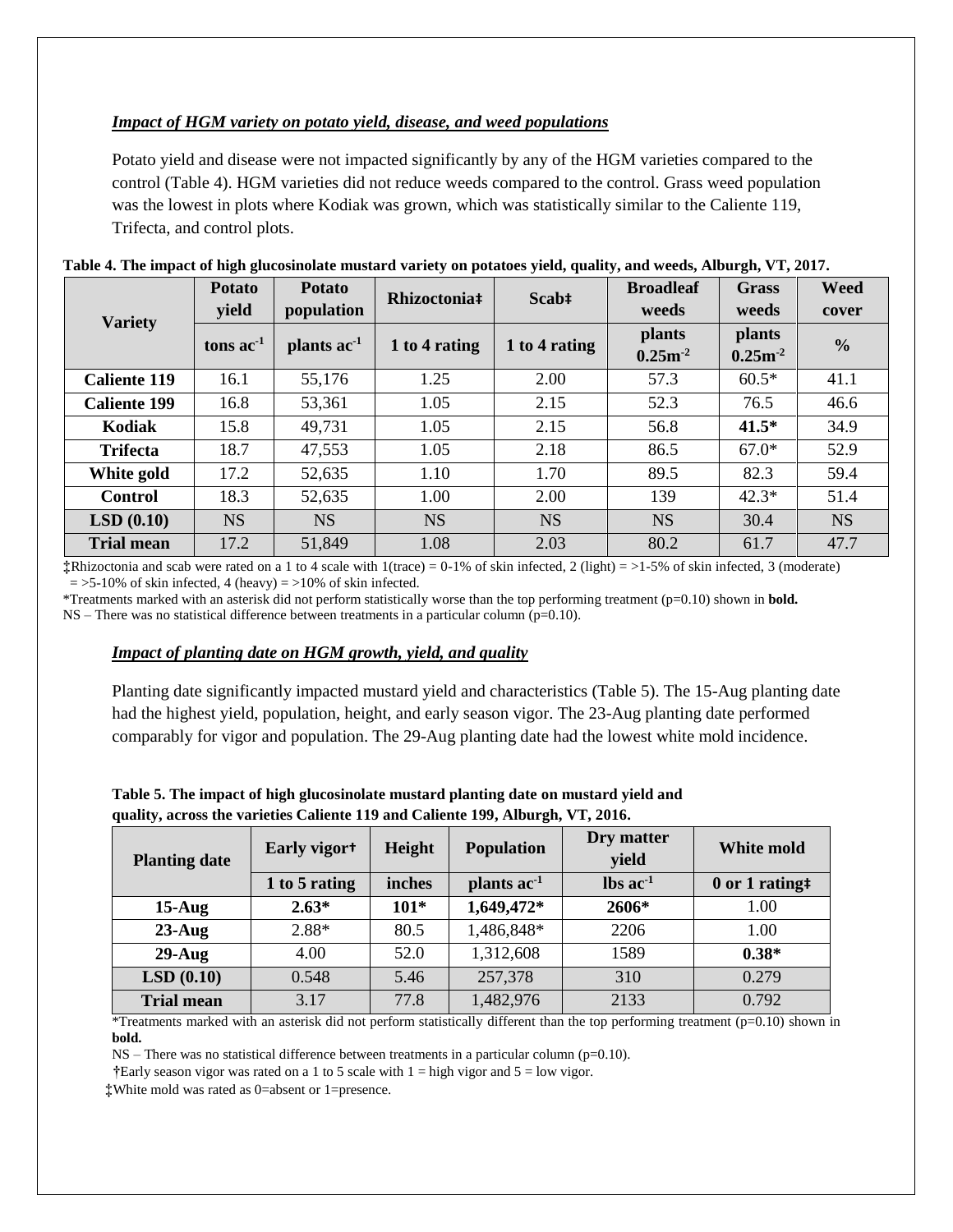### *Impact of HGM variety on potato yield, disease, and weed populations*

Potato yield and disease were not impacted significantly by any of the HGM varieties compared to the control (Table 4). HGM varieties did not reduce weeds compared to the control. Grass weed population was the lowest in plots where Kodiak was grown, which was statistically similar to the Caliente 119, Trifecta, and control plots.

**Table 4. The impact of high glucosinolate mustard variety on potatoes yield, quality, and weeds, Alburgh, VT, 2017.**

| Variety | Potato yield | Potato population | Rhizoctonia‡ | Scab‡ | Broadleaf weeds | Grass weeds | Weed cover |
|---|---|---|---|---|---|---|---|
| | tons $ac^{-1}$ | plants $ac^{-1}$ | 1 to 4 rating | 1 to 4 rating | plants $0.25m^{-2}$ | plants $0.25m^{-2}$ | % |
| **Caliente 119** | 16.1 | 55,176 | 1.25 | 2.00 | 57.3 | 60.5* | 41.1 |
| **Caliente 199** | 16.8 | 53,361 | 1.05 | 2.15 | 52.3 | 76.5 | 46.6 |
| **Kodiak** | 15.8 | 49,731 | 1.05 | 2.15 | 56.8 | **41.5*** | 34.9 |
| **Trifecta** | 18.7 | 47,553 | 1.05 | 2.18 | 86.5 | 67.0* | 52.9 |
| **White gold** | 17.2 | 52,635 | 1.10 | 1.70 | 89.5 | 82.3 | 59.4 |
| **Control** | 18.3 | 52,635 | 1.00 | 2.00 | 139 | 42.3* | 51.4 |
| **LSD (0.10)** | NS | NS | NS | NS | NS | 30.4 | NS |
| **Trial mean** | 17.2 | 51,849 | 1.08 | 2.03 | 80.2 | 61.7 | 47.7 |

‡Rhizoctonia and scab were rated on a 1 to 4 scale with 1(trace) = 0-1% of skin infected, 2 (light) = >1-5% of skin infected, 3 (moderate) = >5-10% of skin infected, 4 (heavy) = >10% of skin infected.

*Treatments marked with an asterisk did not perform statistically worse than the top performing treatment (p=0.10) shown in **bold.**

NS – There was no statistical difference between treatments in a particular column (p=0.10).

### *Impact of planting date on HGM growth, yield, and quality*

Planting date significantly impacted mustard yield and characteristics (Table 5). The 15-Aug planting date had the highest yield, population, height, and early season vigor. The 23-Aug planting date performed comparably for vigor and population. The 29-Aug planting date had the lowest white mold incidence.

**Table 5. The impact of high glucosinolate mustard planting date on mustard yield and quality, across the varieties Caliente 119 and Caliente 199, Alburgh, VT, 2016.**

| Planting date | Early vigor† | Height | Population | Dry matter yield | White mold |
|---|---|---|---|---|---|
| | 1 to 5 rating | inches | plants $ac^{-1}$ | lbs $ac^{-1}$ | 0 or 1 rating‡ |
| **15-Aug** | **2.63*** | **101*** | **1,649,472*** | **2606*** | 1.00 |
| **23-Aug** | 2.88* | 80.5 | 1,486,848* | 2206 | 1.00 |
| **29-Aug** | 4.00 | 52.0 | 1,312,608 | 1589 | **0.38*** |
| **LSD (0.10)** | 0.548 | 5.46 | 257,378 | 310 | 0.279 |
| **Trial mean** | 3.17 | 77.8 | 1,482,976 | 2133 | 0.792 |

*Treatments marked with an asterisk did not perform statistically different than the top performing treatment (p=0.10) shown in **bold.**

NS – There was no statistical difference between treatments in a particular column (p=0.10).

†Early season vigor was rated on a 1 to 5 scale with 1 = high vigor and 5 = low vigor.

‡White mold was rated as 0=absent or 1=presence.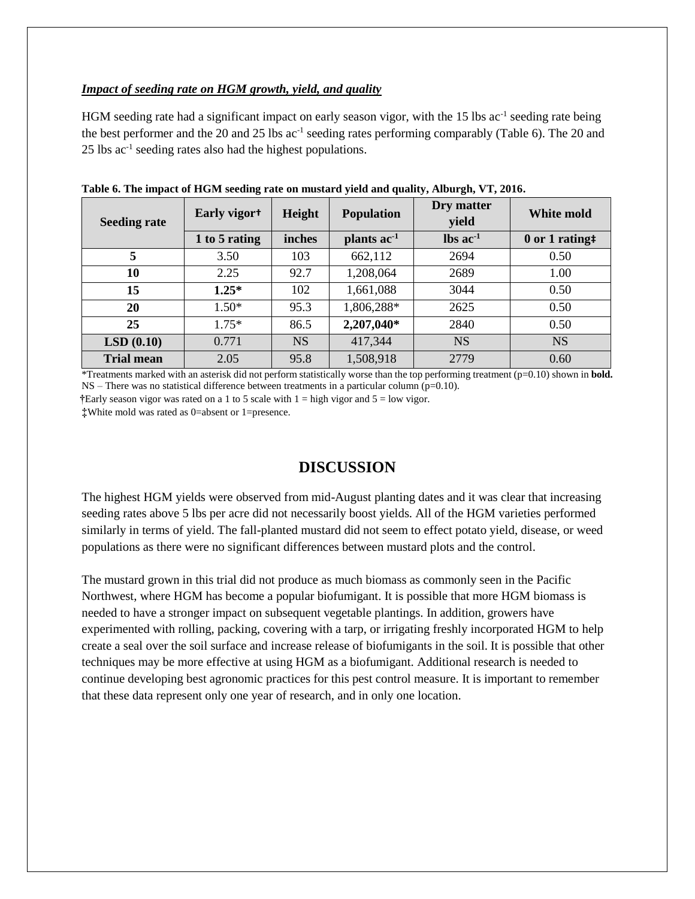***Impact of seeding rate on HGM growth, yield, and quality***

HGM seeding rate had a significant impact on early season vigor, with the 15 lbs ac$^{-1}$ seeding rate being the best performer and the 20 and 25 lbs ac$^{-1}$ seeding rates performing comparably (Table 6). The 20 and 25 lbs ac$^{-1}$ seeding rates also had the highest populations.

**Table 6. The impact of HGM seeding rate on mustard yield and quality, Alburgh, VT, 2016.**

| Seeding rate | Early vigor† | Height | Population | Dry matter yield | White mold |
|---|---|---|---|---|---|
| | 1 to 5 rating | inches | plants ac$^{-1}$ | lbs ac$^{-1}$ | 0 or 1 rating‡ |
| **5** | 3.50 | 103 | 662,112 | 2694 | 0.50 |
| **10** | 2.25 | 92.7 | 1,208,064 | 2689 | 1.00 |
| **15** | **1.25*** | 102 | 1,661,088 | 3044 | 0.50 |
| **20** | 1.50* | 95.3 | 1,806,288* | 2625 | 0.50 |
| **25** | 1.75* | 86.5 | **2,207,040*** | 2840 | 0.50 |
| **LSD (0.10)** | 0.771 | NS | 417,344 | NS | NS |
| **Trial mean** | 2.05 | 95.8 | 1,508,918 | 2779 | 0.60 |

*Treatments marked with an asterisk did not perform statistically worse than the top performing treatment (p=0.10) shown in **bold.**
NS – There was no statistical difference between treatments in a particular column (p=0.10).
†Early season vigor was rated on a 1 to 5 scale with 1 = high vigor and 5 = low vigor.
‡White mold was rated as 0=absent or 1=presence.

# DISCUSSION

The highest HGM yields were observed from mid-August planting dates and it was clear that increasing seeding rates above 5 lbs per acre did not necessarily boost yields. All of the HGM varieties performed similarly in terms of yield. The fall-planted mustard did not seem to effect potato yield, disease, or weed populations as there were no significant differences between mustard plots and the control.

The mustard grown in this trial did not produce as much biomass as commonly seen in the Pacific Northwest, where HGM has become a popular biofumigant. It is possible that more HGM biomass is needed to have a stronger impact on subsequent vegetable plantings. In addition, growers have experimented with rolling, packing, covering with a tarp, or irrigating freshly incorporated HGM to help create a seal over the soil surface and increase release of biofumigants in the soil. It is possible that other techniques may be more effective at using HGM as a biofumigant. Additional research is needed to continue developing best agronomic practices for this pest control measure. It is important to remember that these data represent only one year of research, and in only one location.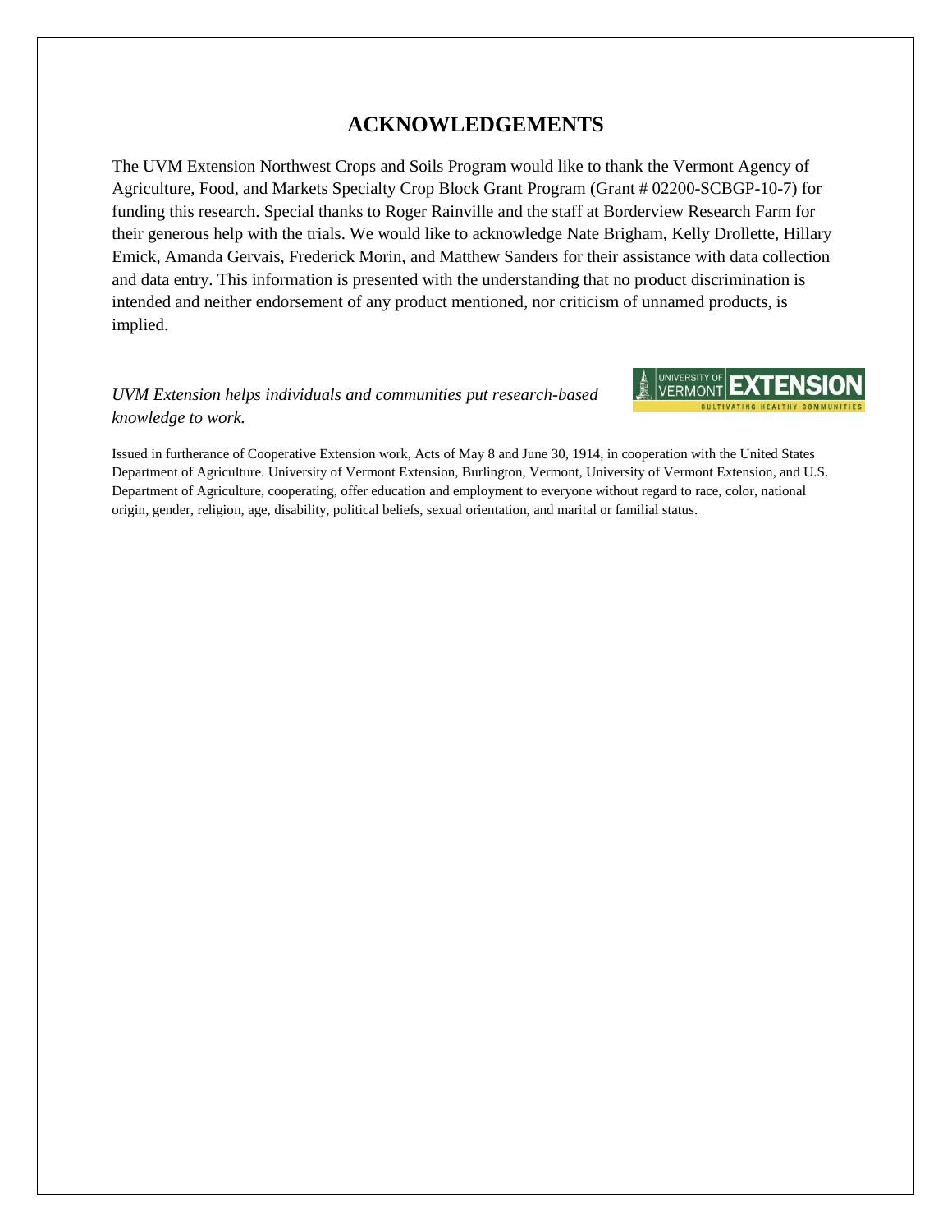## ACKNOWLEDGEMENTS

The UVM Extension Northwest Crops and Soils Program would like to thank the Vermont Agency of Agriculture, Food, and Markets Specialty Crop Block Grant Program (Grant # 02200-SCBGP-10-7) for funding this research. Special thanks to Roger Rainville and the staff at Borderview Research Farm for their generous help with the trials. We would like to acknowledge Nate Brigham, Kelly Drollette, Hillary Emick, Amanda Gervais, Frederick Morin, and Matthew Sanders for their assistance with data collection and data entry. This information is presented with the understanding that no product discrimination is intended and neither endorsement of any product mentioned, nor criticism of unnamed products, is implied.

*UVM Extension helps individuals and communities put research-based knowledge to work.*

Issued in furtherance of Cooperative Extension work, Acts of May 8 and June 30, 1914, in cooperation with the United States Department of Agriculture. University of Vermont Extension, Burlington, Vermont, University of Vermont Extension, and U.S. Department of Agriculture, cooperating, offer education and employment to everyone without regard to race, color, national origin, gender, religion, age, disability, political beliefs, sexual orientation, and marital or familial status.